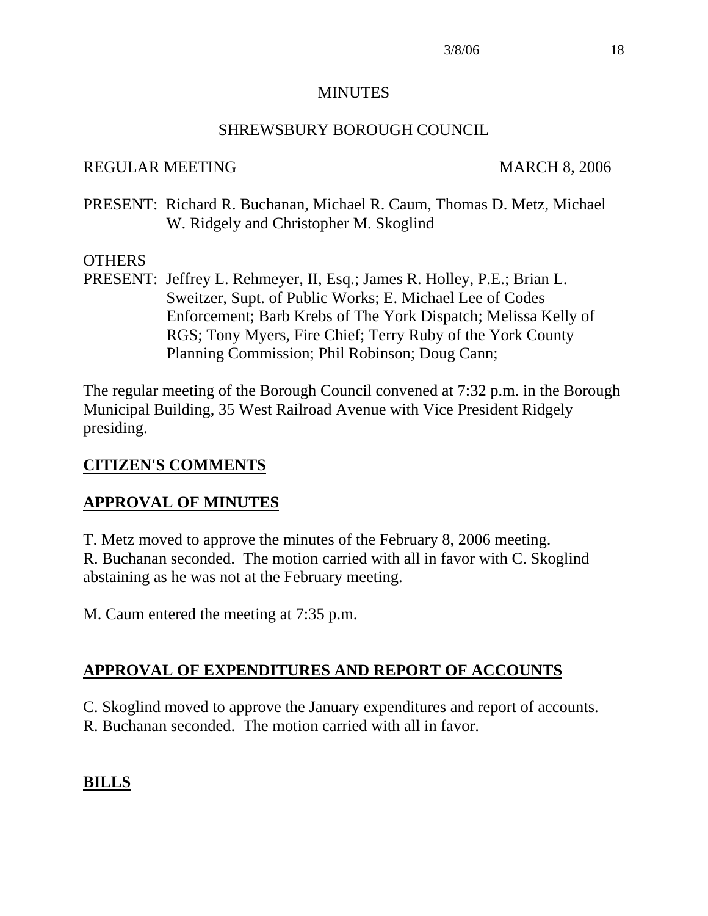# MINUTES

## SHREWSBURY BOROUGH COUNCIL

REGULAR MEETING MARCH 8, 2006

PRESENT: Richard R. Buchanan, Michael R. Caum, Thomas D. Metz, Michael W. Ridgely and Christopher M. Skoglind

OTHERS
PRESENT: Jeffrey L. Rehmeyer, II, Esq.; James R. Holley, P.E.; Brian L. Sweitzer, Supt. of Public Works; E. Michael Lee of Codes Enforcement; Barb Krebs of The York Dispatch; Melissa Kelly of RGS; Tony Myers, Fire Chief; Terry Ruby of the York County Planning Commission; Phil Robinson; Doug Cann;

The regular meeting of the Borough Council convened at 7:32 p.m. in the Borough Municipal Building, 35 West Railroad Avenue with Vice President Ridgely presiding.

**CITIZEN'S COMMENTS**

**APPROVAL OF MINUTES**

T. Metz moved to approve the minutes of the February 8, 2006 meeting. R. Buchanan seconded. The motion carried with all in favor with C. Skoglind abstaining as he was not at the February meeting.

M. Caum entered the meeting at 7:35 p.m.

**APPROVAL OF EXPENDITURES AND REPORT OF ACCOUNTS**

C. Skoglind moved to approve the January expenditures and report of accounts. R. Buchanan seconded. The motion carried with all in favor.

**BILLS**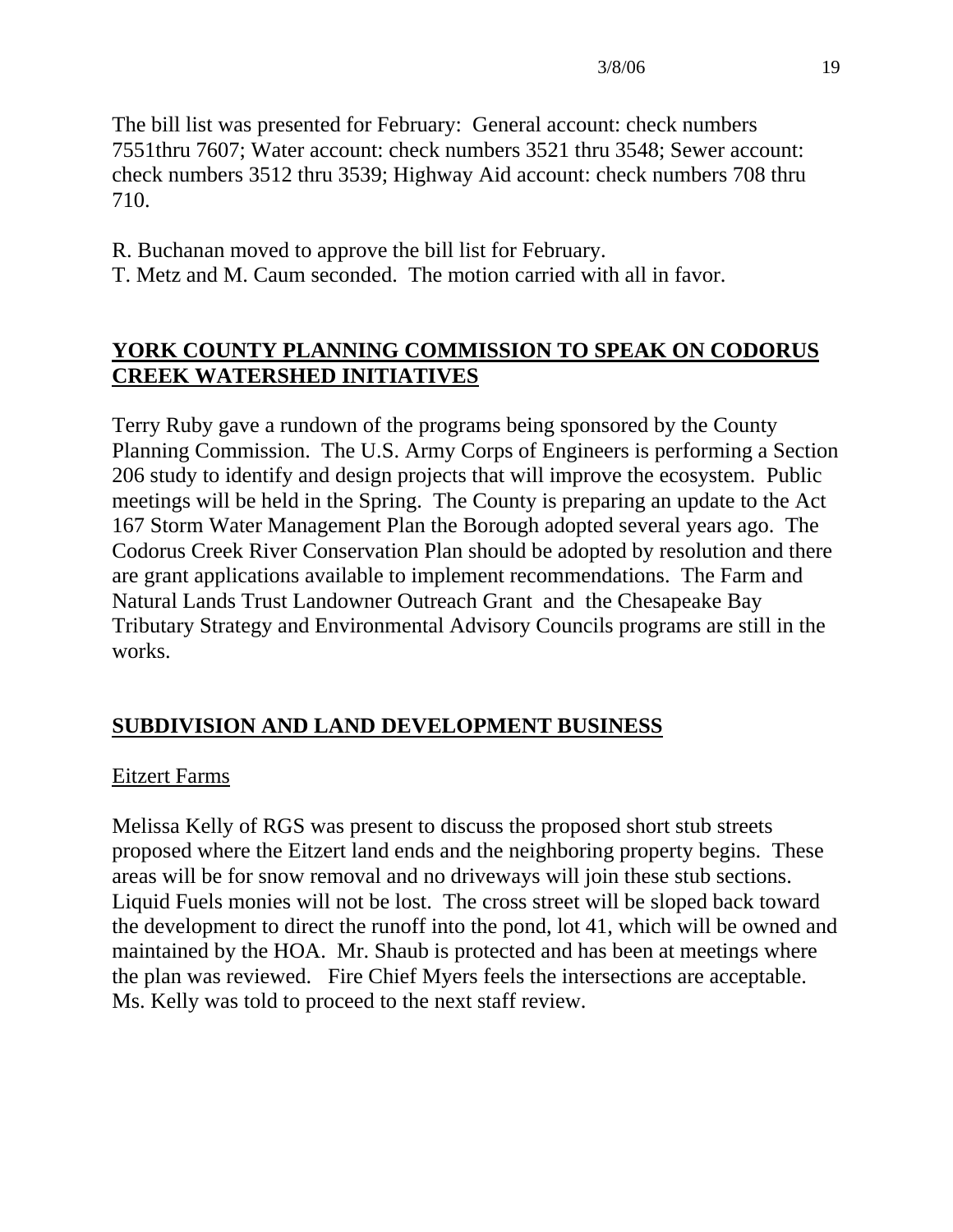The bill list was presented for February: General account: check numbers 7551thru 7607; Water account: check numbers 3521 thru 3548; Sewer account: check numbers 3512 thru 3539; Highway Aid account: check numbers 708 thru 710.

R. Buchanan moved to approve the bill list for February.
T. Metz and M. Caum seconded. The motion carried with all in favor.

## YORK COUNTY PLANNING COMMISSION TO SPEAK ON CODORUS CREEK WATERSHED INITIATIVES

Terry Ruby gave a rundown of the programs being sponsored by the County Planning Commission. The U.S. Army Corps of Engineers is performing a Section 206 study to identify and design projects that will improve the ecosystem. Public meetings will be held in the Spring. The County is preparing an update to the Act 167 Storm Water Management Plan the Borough adopted several years ago. The Codorus Creek River Conservation Plan should be adopted by resolution and there are grant applications available to implement recommendations. The Farm and Natural Lands Trust Landowner Outreach Grant and the Chesapeake Bay Tributary Strategy and Environmental Advisory Councils programs are still in the works.

## SUBDIVISION AND LAND DEVELOPMENT BUSINESS

### Eitzert Farms

Melissa Kelly of RGS was present to discuss the proposed short stub streets proposed where the Eitzert land ends and the neighboring property begins. These areas will be for snow removal and no driveways will join these stub sections. Liquid Fuels monies will not be lost. The cross street will be sloped back toward the development to direct the runoff into the pond, lot 41, which will be owned and maintained by the HOA. Mr. Shaub is protected and has been at meetings where the plan was reviewed. Fire Chief Myers feels the intersections are acceptable. Ms. Kelly was told to proceed to the next staff review.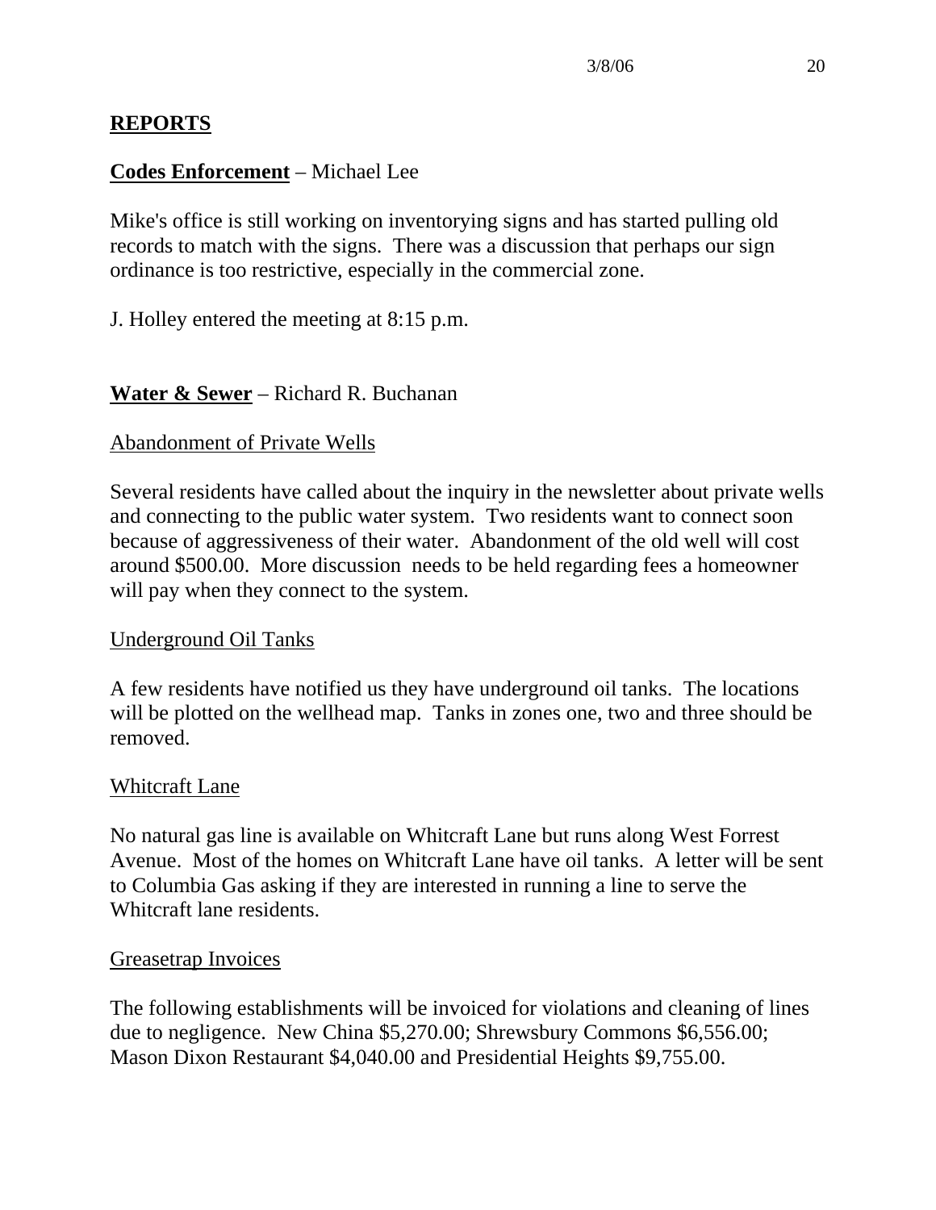## REPORTS

**Codes Enforcement** – Michael Lee

Mike's office is still working on inventorying signs and has started pulling old records to match with the signs. There was a discussion that perhaps our sign ordinance is too restrictive, especially in the commercial zone.

J. Holley entered the meeting at 8:15 p.m.

**Water & Sewer** – Richard R. Buchanan

Abandonment of Private Wells

Several residents have called about the inquiry in the newsletter about private wells and connecting to the public water system. Two residents want to connect soon because of aggressiveness of their water. Abandonment of the old well will cost around $500.00. More discussion needs to be held regarding fees a homeowner will pay when they connect to the system.

Underground Oil Tanks

A few residents have notified us they have underground oil tanks. The locations will be plotted on the wellhead map. Tanks in zones one, two and three should be removed.

Whitcraft Lane

No natural gas line is available on Whitcraft Lane but runs along West Forrest Avenue. Most of the homes on Whitcraft Lane have oil tanks. A letter will be sent to Columbia Gas asking if they are interested in running a line to serve the Whitcraft lane residents.

Greasetrap Invoices

The following establishments will be invoiced for violations and cleaning of lines due to negligence. New China $5,270.00; Shrewsbury Commons $6,556.00; Mason Dixon Restaurant $4,040.00 and Presidential Heights $9,755.00.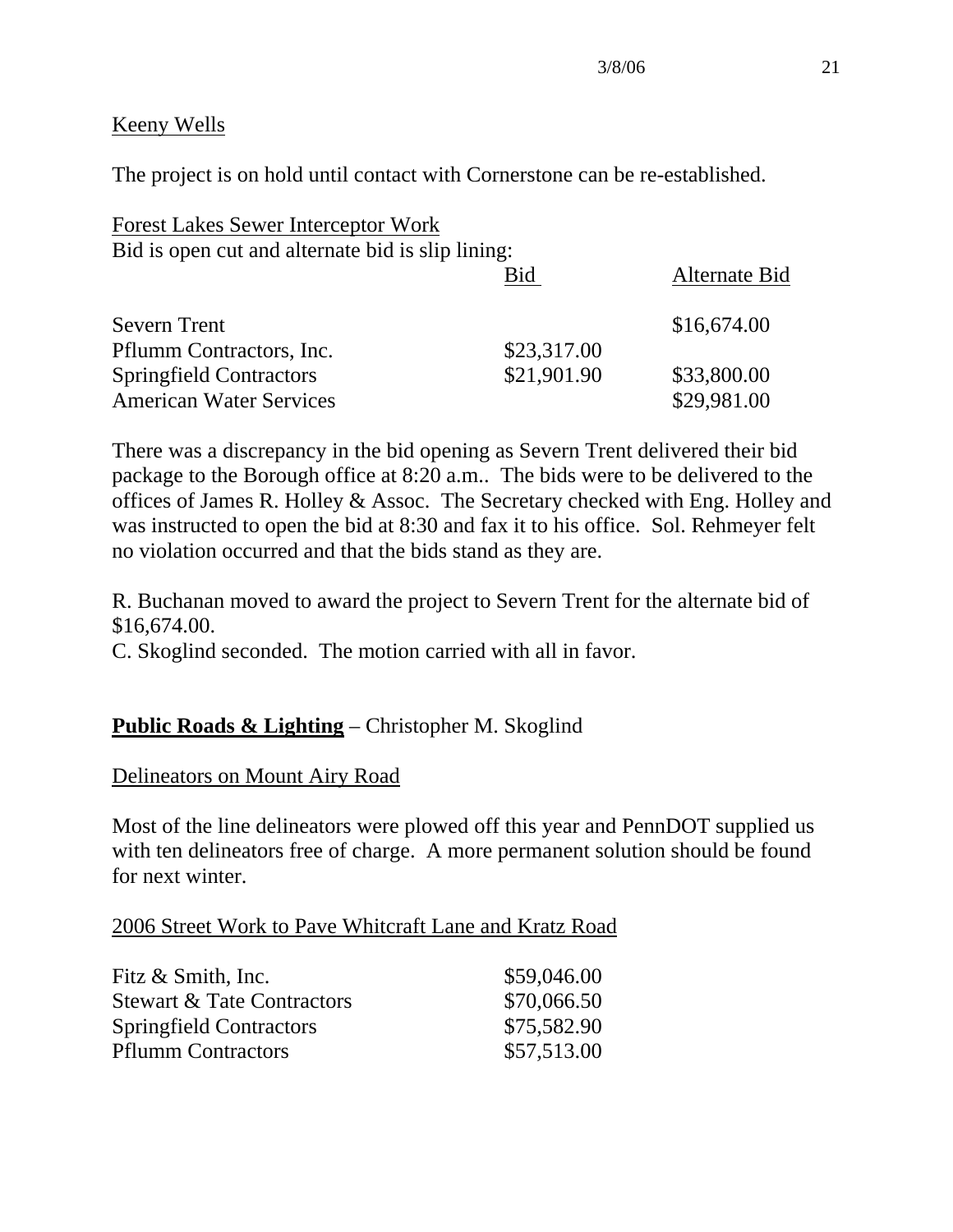Keeny Wells

The project is on hold until contact with Cornerstone can be re-established.

Forest Lakes Sewer Interceptor Work

Bid is open cut and alternate bid is slip lining:

| | Bid | Alternate Bid |
|---|---|---|
| Severn Trent | | $16,674.00 |
| Pflumm Contractors, Inc. | $23,317.00 | |
| Springfield Contractors | $21,901.90 | $33,800.00 |
| American Water Services | | $29,981.00 |

There was a discrepancy in the bid opening as Severn Trent delivered their bid package to the Borough office at 8:20 a.m.. The bids were to be delivered to the offices of James R. Holley & Assoc. The Secretary checked with Eng. Holley and was instructed to open the bid at 8:30 and fax it to his office. Sol. Rehmeyer felt no violation occurred and that the bids stand as they are.

R. Buchanan moved to award the project to Severn Trent for the alternate bid of $16,674.00.
C. Skoglind seconded. The motion carried with all in favor.

**Public Roads & Lighting** – Christopher M. Skoglind

Delineators on Mount Airy Road

Most of the line delineators were plowed off this year and PennDOT supplied us with ten delineators free of charge. A more permanent solution should be found for next winter.

2006 Street Work to Pave Whitcraft Lane and Kratz Road

| | |
|---|---|
| Fitz & Smith, Inc. | $59,046.00 |
| Stewart & Tate Contractors | $70,066.50 |
| Springfield Contractors | $75,582.90 |
| Pflumm Contractors | $57,513.00 |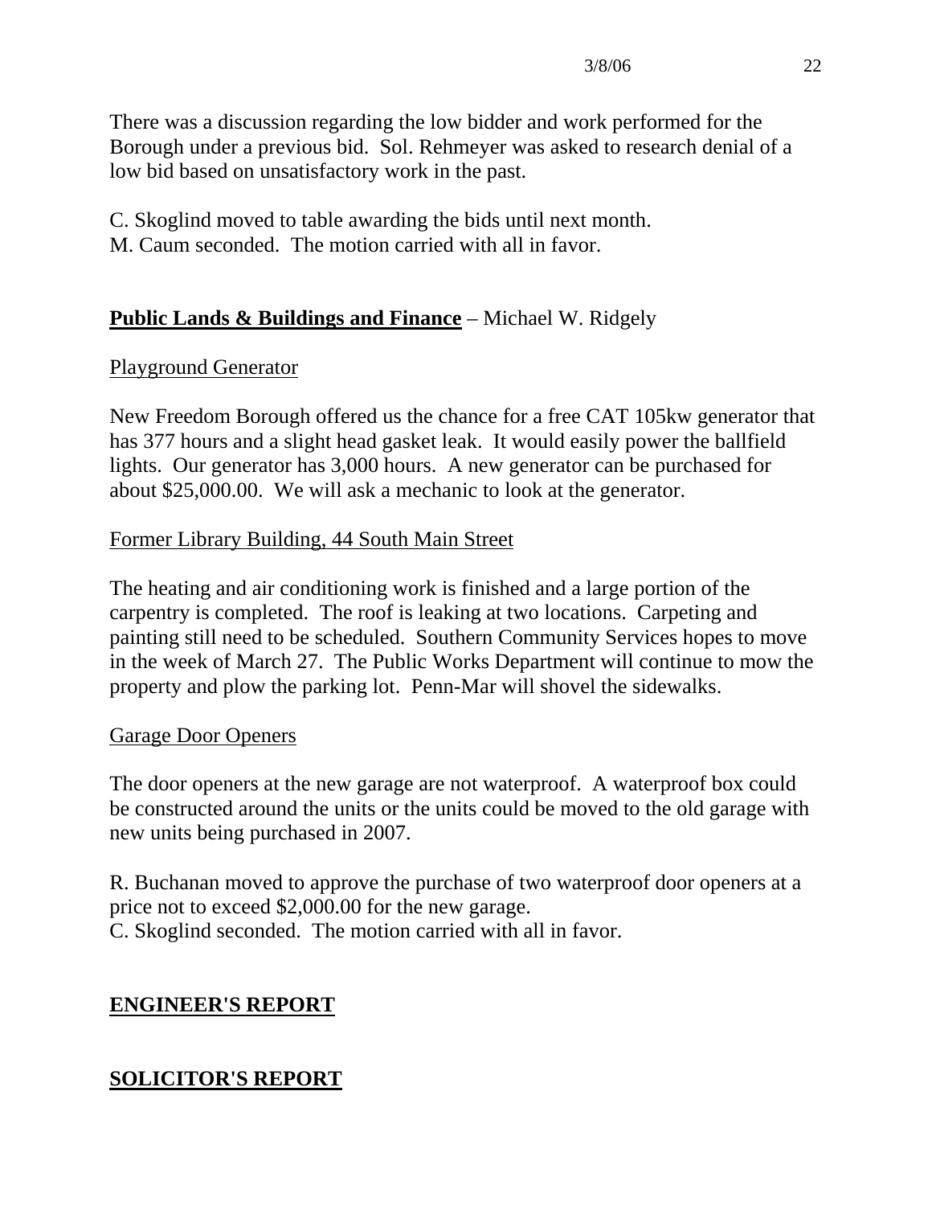There was a discussion regarding the low bidder and work performed for the Borough under a previous bid. Sol. Rehmeyer was asked to research denial of a low bid based on unsatisfactory work in the past.

C. Skoglind moved to table awarding the bids until next month.
M. Caum seconded. The motion carried with all in favor.

## <u>**Public Lands & Buildings and Finance**</u> – Michael W. Ridgely

<u>Playground Generator</u>

New Freedom Borough offered us the chance for a free CAT 105kw generator that has 377 hours and a slight head gasket leak. It would easily power the ballfield lights. Our generator has 3,000 hours. A new generator can be purchased for about $25,000.00. We will ask a mechanic to look at the generator.

<u>Former Library Building, 44 South Main Street</u>

The heating and air conditioning work is finished and a large portion of the carpentry is completed. The roof is leaking at two locations. Carpeting and painting still need to be scheduled. Southern Community Services hopes to move in the week of March 27. The Public Works Department will continue to mow the property and plow the parking lot. Penn-Mar will shovel the sidewalks.

<u>Garage Door Openers</u>

The door openers at the new garage are not waterproof. A waterproof box could be constructed around the units or the units could be moved to the old garage with new units being purchased in 2007.

R. Buchanan moved to approve the purchase of two waterproof door openers at a price not to exceed $2,000.00 for the new garage.
C. Skoglind seconded. The motion carried with all in favor.

## <u>**ENGINEER'S REPORT**</u>

## <u>**SOLICITOR'S REPORT**</u>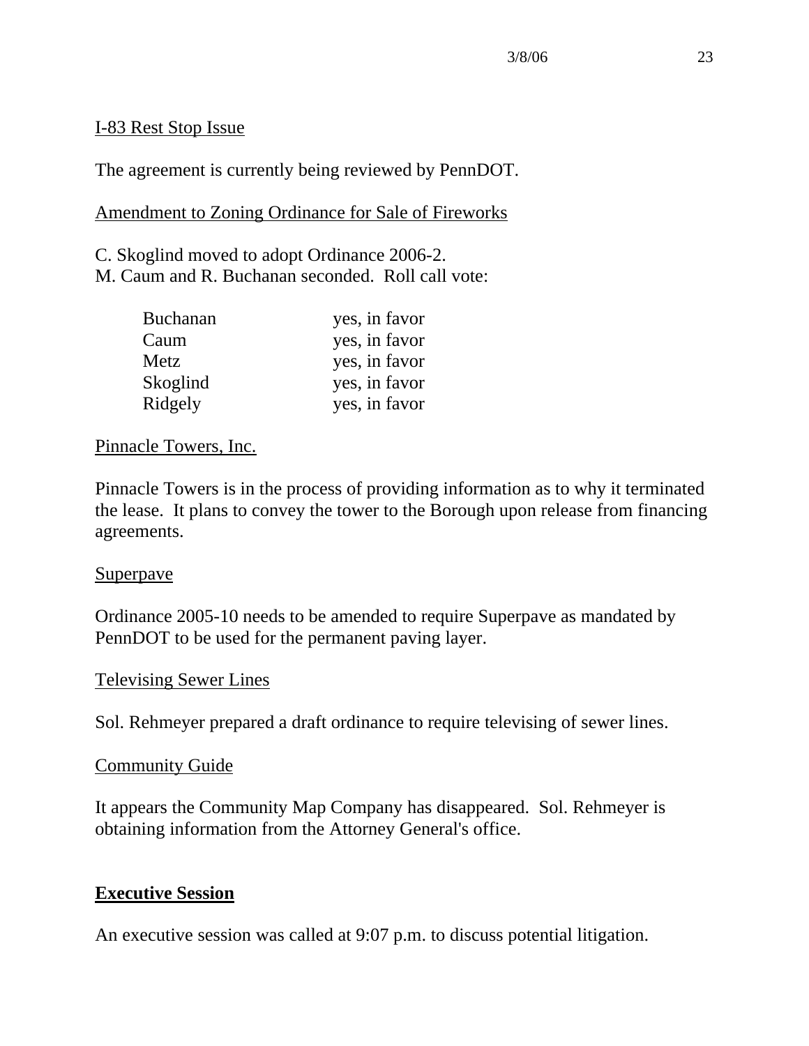I-83 Rest Stop Issue

The agreement is currently being reviewed by PennDOT.

Amendment to Zoning Ordinance for Sale of Fireworks

C. Skoglind moved to adopt Ordinance 2006-2.
M. Caum and R. Buchanan seconded. Roll call vote:

| | |
|---|---|
| Buchanan | yes, in favor |
| Caum | yes, in favor |
| Metz | yes, in favor |
| Skoglind | yes, in favor |
| Ridgely | yes, in favor |

Pinnacle Towers, Inc.

Pinnacle Towers is in the process of providing information as to why it terminated the lease. It plans to convey the tower to the Borough upon release from financing agreements.

Superpave

Ordinance 2005-10 needs to be amended to require Superpave as mandated by PennDOT to be used for the permanent paving layer.

Televising Sewer Lines

Sol. Rehmeyer prepared a draft ordinance to require televising of sewer lines.

Community Guide

It appears the Community Map Company has disappeared. Sol. Rehmeyer is obtaining information from the Attorney General's office.

## Executive Session

An executive session was called at 9:07 p.m. to discuss potential litigation.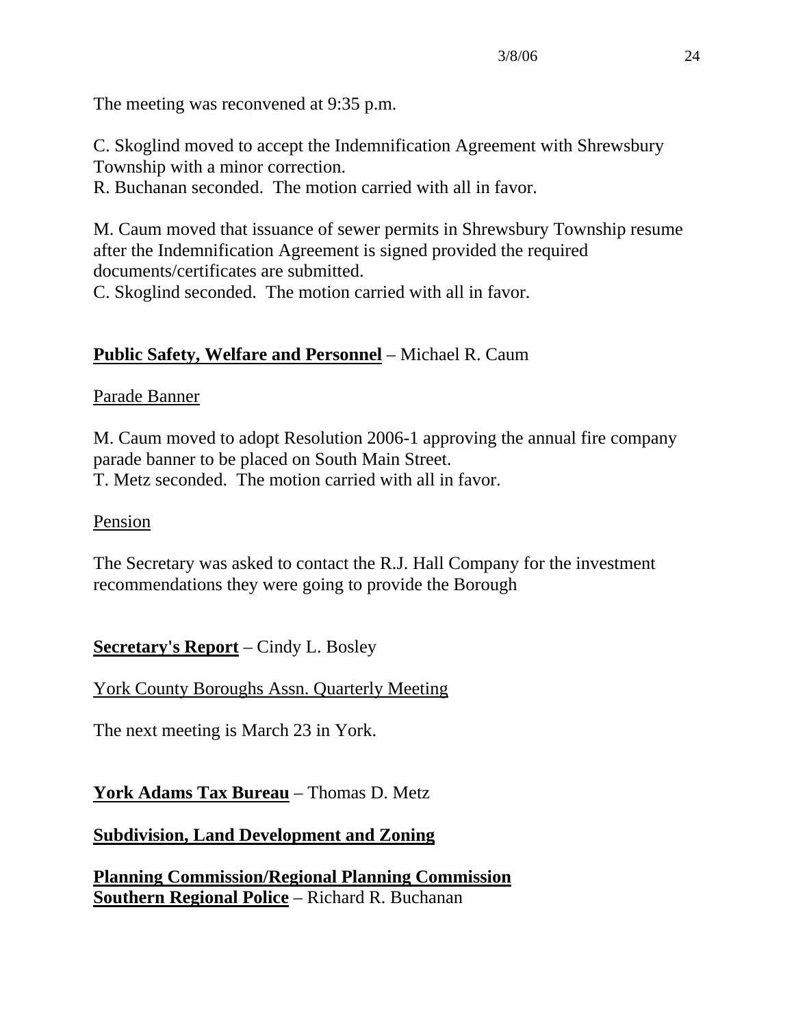The meeting was reconvened at 9:35 p.m.

C. Skoglind moved to accept the Indemnification Agreement with Shrewsbury Township with a minor correction.
R. Buchanan seconded. The motion carried with all in favor.

M. Caum moved that issuance of sewer permits in Shrewsbury Township resume after the Indemnification Agreement is signed provided the required documents/certificates are submitted.
C. Skoglind seconded. The motion carried with all in favor.

**Public Safety, Welfare and Personnel** – Michael R. Caum

Parade Banner

M. Caum moved to adopt Resolution 2006-1 approving the annual fire company parade banner to be placed on South Main Street.
T. Metz seconded. The motion carried with all in favor.

Pension

The Secretary was asked to contact the R.J. Hall Company for the investment recommendations they were going to provide the Borough

**Secretary's Report** – Cindy L. Bosley

York County Boroughs Assn. Quarterly Meeting

The next meeting is March 23 in York.

**York Adams Tax Bureau** – Thomas D. Metz

**Subdivision, Land Development and Zoning**

**Planning Commission/Regional Planning Commission**
**Southern Regional Police** – Richard R. Buchanan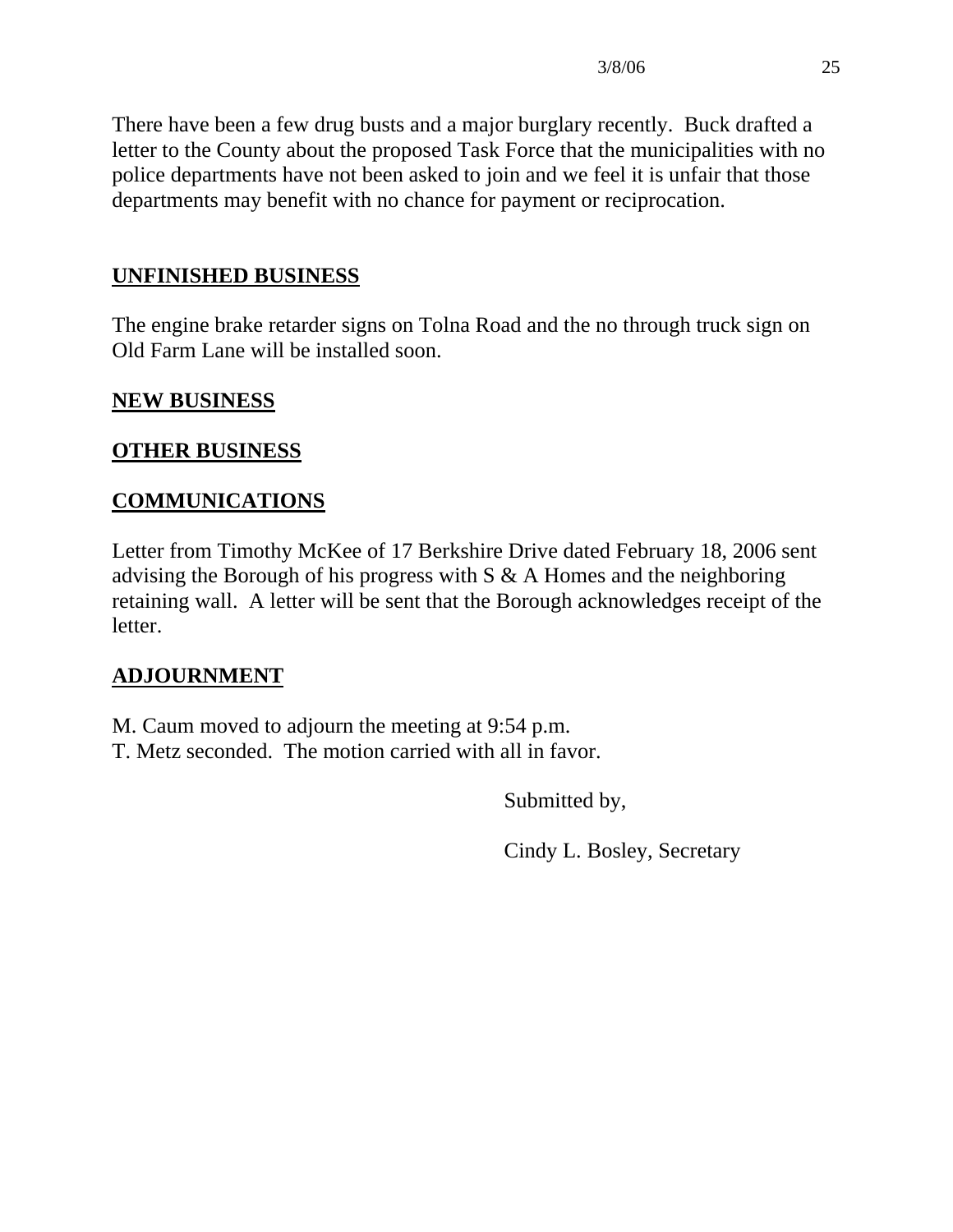There have been a few drug busts and a major burglary recently. Buck drafted a letter to the County about the proposed Task Force that the municipalities with no police departments have not been asked to join and we feel it is unfair that those departments may benefit with no chance for payment or reciprocation.

## UNFINISHED BUSINESS

The engine brake retarder signs on Tolna Road and the no through truck sign on Old Farm Lane will be installed soon.

## NEW BUSINESS

## OTHER BUSINESS

## COMMUNICATIONS

Letter from Timothy McKee of 17 Berkshire Drive dated February 18, 2006 sent advising the Borough of his progress with S & A Homes and the neighboring retaining wall. A letter will be sent that the Borough acknowledges receipt of the letter.

## ADJOURNMENT

M. Caum moved to adjourn the meeting at 9:54 p.m.
T. Metz seconded. The motion carried with all in favor.

Submitted by,

Cindy L. Bosley, Secretary